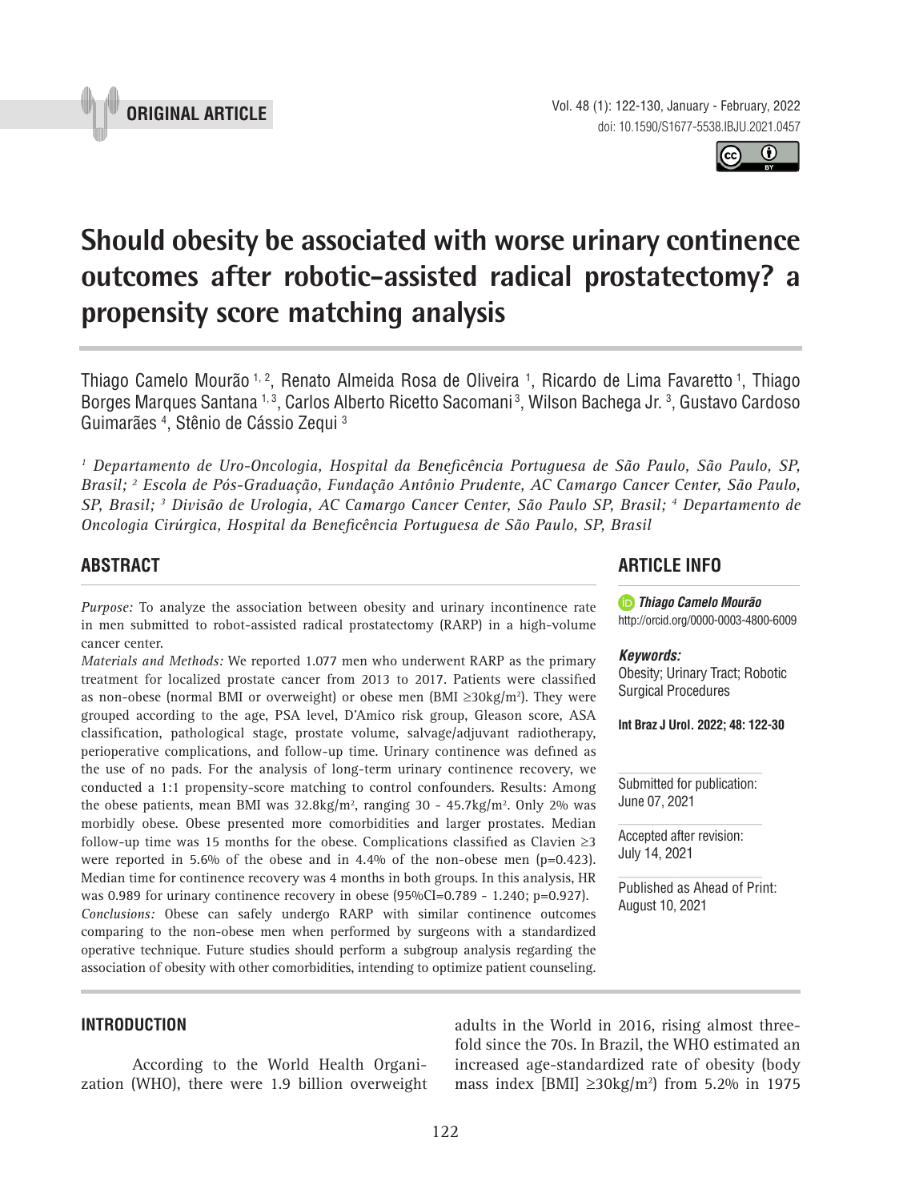ORIGINAL ARTICLE

doi: 10.1590/S1677-5538.IBJU.2021.0457

# Should obesity be associated with worse urinary continence outcomes after robotic-assisted radical prostatectomy? a propensity score matching analysis

Thiago Camelo Mourão [1, 2], Renato Almeida Rosa de Oliveira [1], Ricardo de Lima Favaretto [1], Thiago Borges Marques Santana [1, 3], Carlos Alberto Ricetto Sacomani [3], Wilson Bachega Jr. [3], Gustavo Cardoso Guimarães [4], Stênio de Cássio Zequi [3]

*[1] Departamento de Uro-Oncologia, Hospital da Beneficência Portuguesa de São Paulo, São Paulo, SP, Brasil; [2] Escola de Pós-Graduação, Fundação Antônio Prudente, AC Camargo Cancer Center, São Paulo, SP, Brasil; [3] Divisão de Urologia, AC Camargo Cancer Center, São Paulo SP, Brasil; [4] Departamento de Oncologia Cirúrgica, Hospital da Beneficência Portuguesa de São Paulo, SP, Brasil*

## ABSTRACT

*Purpose:* To analyze the association between obesity and urinary incontinence rate in men submitted to robot-assisted radical prostatectomy (RARP) in a high-volume cancer center.

*Materials and Methods:* We reported 1.077 men who underwent RARP as the primary treatment for localized prostate cancer from 2013 to 2017. Patients were classified as non-obese (normal BMI or overweight) or obese men (BMI $\geq$30kg/m$^2$). They were grouped according to the age, PSA level, D'Amico risk group, Gleason score, ASA classification, pathological stage, prostate volume, salvage/adjuvant radiotherapy, perioperative complications, and follow-up time. Urinary continence was defined as the use of no pads. For the analysis of long-term urinary continence recovery, we conducted a 1:1 propensity-score matching to control confounders. Results: Among the obese patients, mean BMI was 32.8kg/m$^2$, ranging 30 - 45.7kg/m$^2$. Only 2% was morbidly obese. Obese presented more comorbidities and larger prostates. Median follow-up time was 15 months for the obese. Complications classified as Clavien $\geq$3 were reported in 5.6% of the obese and in 4.4% of the non-obese men (p=0.423). Median time for continence recovery was 4 months in both groups. In this analysis, HR was 0.989 for urinary continence recovery in obese (95%CI=0.789 - 1.240; p=0.927).

*Conclusions:* Obese can safely undergo RARP with similar continence outcomes comparing to the non-obese men when performed by surgeons with a standardized operative technique. Future studies should perform a subgroup analysis regarding the association of obesity with other comorbidities, intending to optimize patient counseling.

## ARTICLE INFO

***Thiago Camelo Mourão***
http://orcid.org/0000-0003-4800-6009

***Keywords:***
Obesity; Urinary Tract; Robotic Surgical Procedures

**Int Braz J Urol. 2022; 48: 122-30**

Submitted for publication:
June 07, 2021

Accepted after revision:
July 14, 2021

Published as Ahead of Print:
August 10, 2021

## INTRODUCTION

According to the World Health Organization (WHO), there were 1.9 billion overweight adults in the World in 2016, rising almost three-fold since the 70s. In Brazil, the WHO estimated an increased age-standardized rate of obesity (body mass index [BMI] $\geq$30kg/m$^2$) from 5.2% in 1975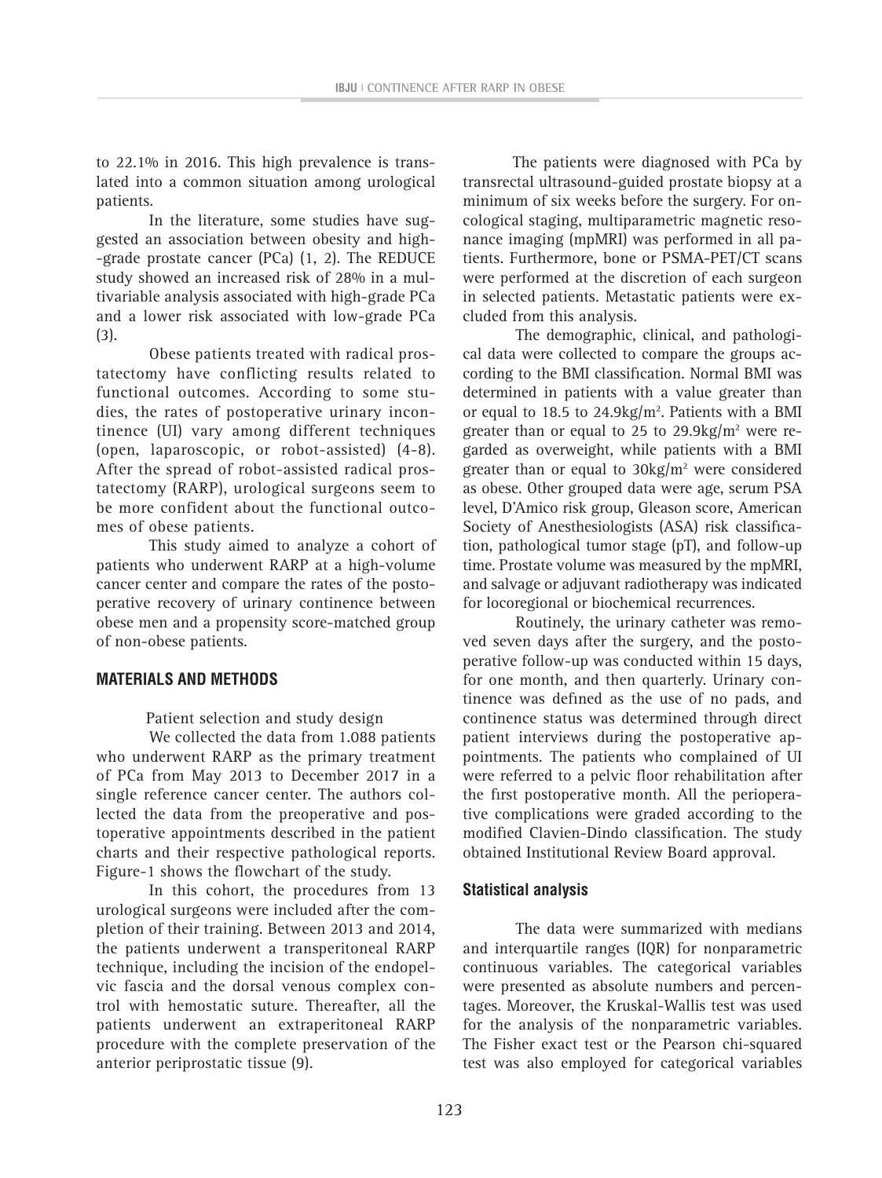to 22.1% in 2016. This high prevalence is translated into a common situation among urological patients.

In the literature, some studies have suggested an association between obesity and high-grade prostate cancer (PCa) (1, 2). The REDUCE study showed an increased risk of 28% in a multivariable analysis associated with high-grade PCa and a lower risk associated with low-grade PCa (3).

Obese patients treated with radical prostatectomy have conflicting results related to functional outcomes. According to some studies, the rates of postoperative urinary incontinence (UI) vary among different techniques (open, laparoscopic, or robot-assisted) (4-8). After the spread of robot-assisted radical prostatectomy (RARP), urological surgeons seem to be more confident about the functional outcomes of obese patients.

This study aimed to analyze a cohort of patients who underwent RARP at a high-volume cancer center and compare the rates of the postoperative recovery of urinary continence between obese men and a propensity score-matched group of non-obese patients.

## MATERIALS AND METHODS

Patient selection and study design

We collected the data from 1.088 patients who underwent RARP as the primary treatment of PCa from May 2013 to December 2017 in a single reference cancer center. The authors collected the data from the preoperative and postoperative appointments described in the patient charts and their respective pathological reports. Figure-1 shows the flowchart of the study.

In this cohort, the procedures from 13 urological surgeons were included after the completion of their training. Between 2013 and 2014, the patients underwent a transperitoneal RARP technique, including the incision of the endopelvic fascia and the dorsal venous complex control with hemostatic suture. Thereafter, all the patients underwent an extraperitoneal RARP procedure with the complete preservation of the anterior periprostatic tissue (9).

The patients were diagnosed with PCa by transrectal ultrasound-guided prostate biopsy at a minimum of six weeks before the surgery. For oncological staging, multiparametric magnetic resonance imaging (mpMRI) was performed in all patients. Furthermore, bone or PSMA-PET/CT scans were performed at the discretion of each surgeon in selected patients. Metastatic patients were excluded from this analysis.

The demographic, clinical, and pathological data were collected to compare the groups according to the BMI classification. Normal BMI was determined in patients with a value greater than or equal to 18.5 to 24.9kg/m$^2$. Patients with a BMI greater than or equal to 25 to 29.9kg/m$^2$ were regarded as overweight, while patients with a BMI greater than or equal to 30kg/m$^2$ were considered as obese. Other grouped data were age, serum PSA level, D'Amico risk group, Gleason score, American Society of Anesthesiologists (ASA) risk classification, pathological tumor stage (pT), and follow-up time. Prostate volume was measured by the mpMRI, and salvage or adjuvant radiotherapy was indicated for locoregional or biochemical recurrences.

Routinely, the urinary catheter was removed seven days after the surgery, and the postoperative follow-up was conducted within 15 days, for one month, and then quarterly. Urinary continence was defined as the use of no pads, and continence status was determined through direct patient interviews during the postoperative appointments. The patients who complained of UI were referred to a pelvic floor rehabilitation after the first postoperative month. All the perioperative complications were graded according to the modified Clavien-Dindo classification. The study obtained Institutional Review Board approval.

### Statistical analysis

The data were summarized with medians and interquartile ranges (IQR) for nonparametric continuous variables. The categorical variables were presented as absolute numbers and percentages. Moreover, the Kruskal-Wallis test was used for the analysis of the nonparametric variables. The Fisher exact test or the Pearson chi-squared test was also employed for categorical variables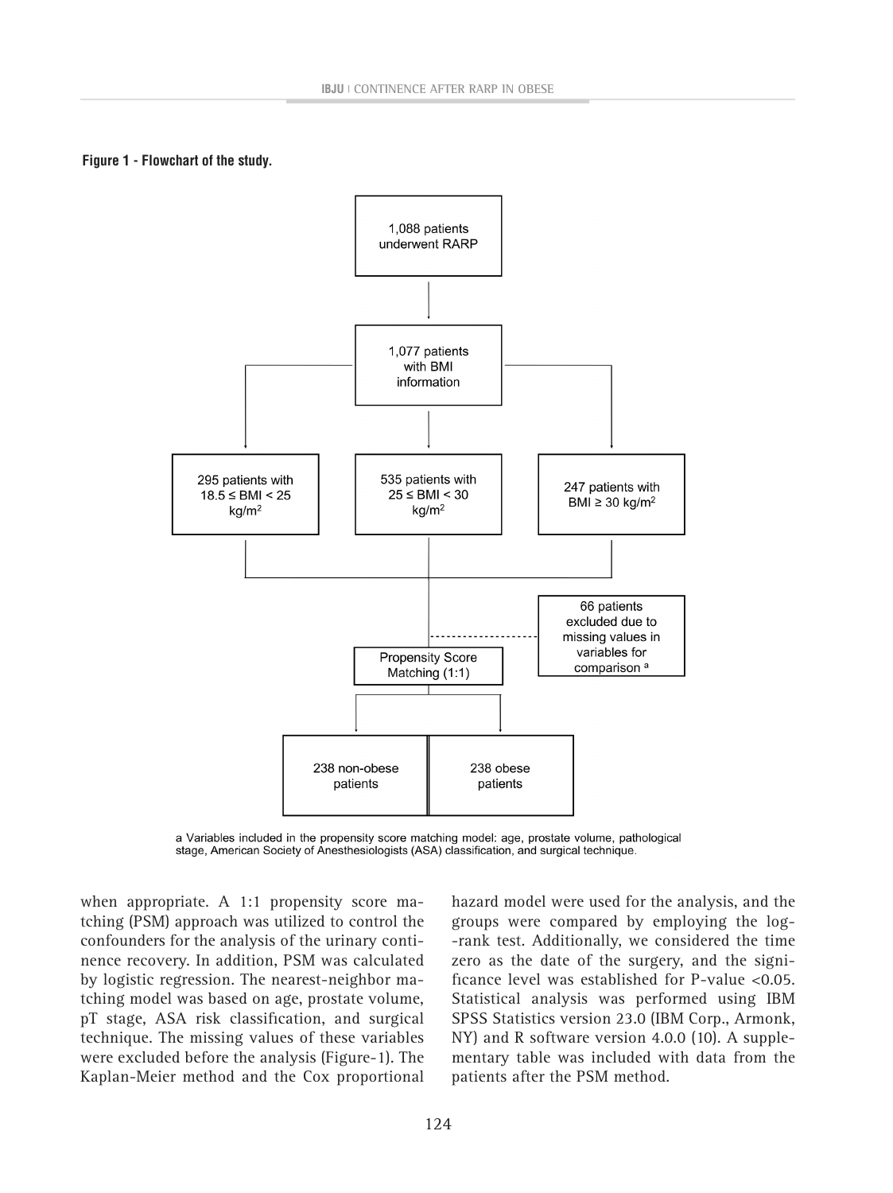**Figure 1 - Flowchart of the study.**

1,088 patients underwent RARP

1,077 patients with BMI information

295 patients with 18.5 ≤ BMI < 25 kg/m²

535 patients with 25 ≤ BMI < 30 kg/m²

247 patients with BMI ≥ 30 kg/m²

66 patients excluded due to missing values in variables for comparison [a]

Propensity Score Matching (1:1)

238 non-obese patients

238 obese patients

a Variables included in the propensity score matching model: age, prostate volume, pathological stage, American Society of Anesthesiologists (ASA) classification, and surgical technique.

when appropriate. A 1:1 propensity score matching (PSM) approach was utilized to control the confounders for the analysis of the urinary continence recovery. In addition, PSM was calculated by logistic regression. The nearest-neighbor matching model was based on age, prostate volume, pT stage, ASA risk classification, and surgical technique. The missing values of these variables were excluded before the analysis (Figure-1). The Kaplan-Meier method and the Cox proportional hazard model were used for the analysis, and the groups were compared by employing the log-rank test. Additionally, we considered the time zero as the date of the surgery, and the significance level was established for P-value <0.05. Statistical analysis was performed using IBM SPSS Statistics version 23.0 (IBM Corp., Armonk, NY) and R software version 4.0.0 (10). A supplementary table was included with data from the patients after the PSM method.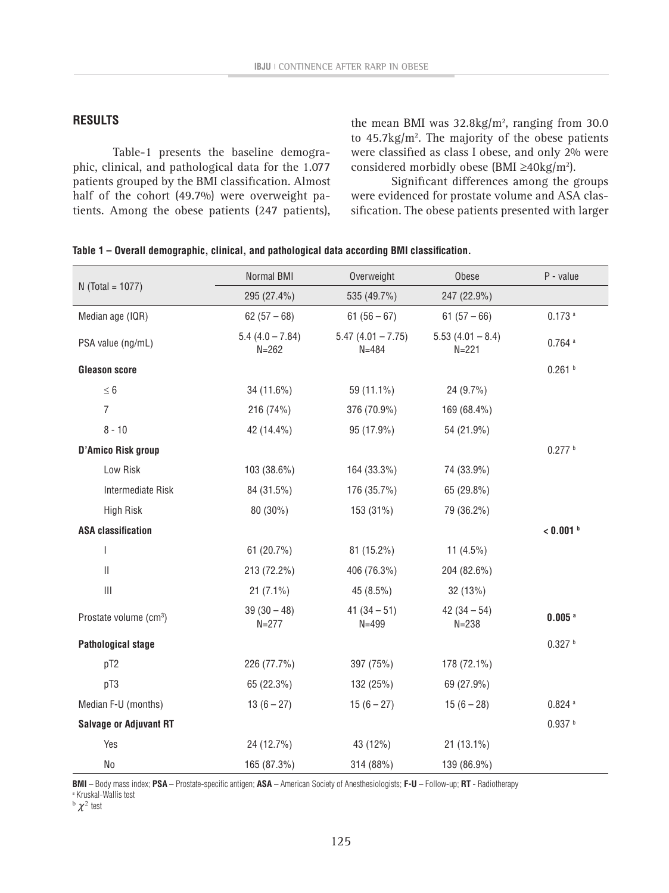## RESULTS

Table-1 presents the baseline demographic, clinical, and pathological data for the 1.077 patients grouped by the BMI classification. Almost half of the cohort (49.7%) were overweight patients. Among the obese patients (247 patients), the mean BMI was 32.8kg/m$^2$, ranging from 30.0 to 45.7kg/m$^2$. The majority of the obese patients were classified as class I obese, and only 2% were considered morbidly obese (BMI ≥40kg/m$^2$).

Significant differences among the groups were evidenced for prostate volume and ASA classification. The obese patients presented with larger

**Table 1 – Overall demographic, clinical, and pathological data according BMI classification.**

| N (Total = 1077) | Normal BMI | Overweight | Obese | P - value |
|---|---|---|---|---|
| | 295 (27.4%) | 535 (49.7%) | 247 (22.9%) | |
| Median age (IQR) | 62 (57 – 68) | 61 (56 – 67) | 61 (57 – 66) | 0.173 [a] |
| PSA value (ng/mL) | 5.4 (4.0 – 7.84) N=262 | 5.47 (4.01 – 7.75) N=484 | 5.53 (4.01 – 8.4) N=221 | 0.764 [a] |
| **Gleason score** | | | | 0.261 [b] |
| ≤ 6 | 34 (11.6%) | 59 (11.1%) | 24 (9.7%) | |
| 7 | 216 (74%) | 376 (70.9%) | 169 (68.4%) | |
| 8 - 10 | 42 (14.4%) | 95 (17.9%) | 54 (21.9%) | |
| **D'Amico Risk group** | | | | 0.277 [b] |
| Low Risk | 103 (38.6%) | 164 (33.3%) | 74 (33.9%) | |
| Intermediate Risk | 84 (31.5%) | 176 (35.7%) | 65 (29.8%) | |
| High Risk | 80 (30%) | 153 (31%) | 79 (36.2%) | |
| **ASA classification** | | | | **< 0.001 [b]** |
| I | 61 (20.7%) | 81 (15.2%) | 11 (4.5%) | |
| II | 213 (72.2%) | 406 (76.3%) | 204 (82.6%) | |
| III | 21 (7.1%) | 45 (8.5%) | 32 (13%) | |
| Prostate volume (cm$^3$) | 39 (30 – 48) N=277 | 41 (34 – 51) N=499 | 42 (34 – 54) N=238 | **0.005 [a]** |
| **Pathological stage** | | | | 0.327 [b] |
| pT2 | 226 (77.7%) | 397 (75%) | 178 (72.1%) | |
| pT3 | 65 (22.3%) | 132 (25%) | 69 (27.9%) | |
| Median F-U (months) | 13 (6 – 27) | 15 (6 – 27) | 15 (6 – 28) | 0.824 [a] |
| **Salvage or Adjuvant RT** | | | | 0.937 [b] |
| Yes | 24 (12.7%) | 43 (12%) | 21 (13.1%) | |
| No | 165 (87.3%) | 314 (88%) | 139 (86.9%) | |

**BMI** – Body mass index; **PSA** – Prostate-specific antigen; **ASA** – American Society of Anesthesiologists; **F-U** – Follow-up; **RT** - Radiotherapy
[a] Kruskal-Wallis test
[b] $\chi^2$ test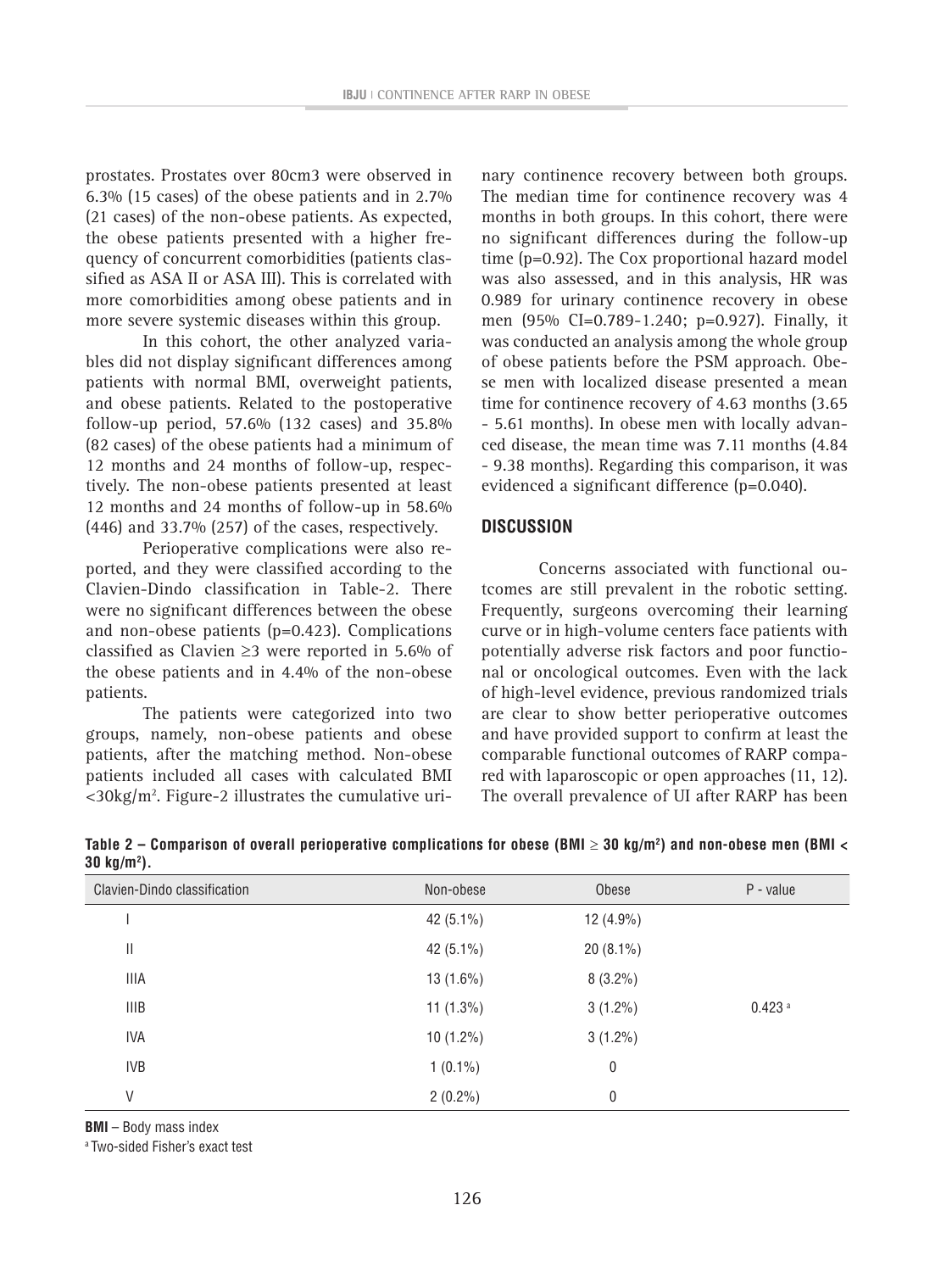prostates. Prostates over 80cm3 were observed in 6.3% (15 cases) of the obese patients and in 2.7% (21 cases) of the non-obese patients. As expected, the obese patients presented with a higher frequency of concurrent comorbidities (patients classified as ASA II or ASA III). This is correlated with more comorbidities among obese patients and in more severe systemic diseases within this group.

In this cohort, the other analyzed variables did not display significant differences among patients with normal BMI, overweight patients, and obese patients. Related to the postoperative follow-up period, 57.6% (132 cases) and 35.8% (82 cases) of the obese patients had a minimum of 12 months and 24 months of follow-up, respectively. The non-obese patients presented at least 12 months and 24 months of follow-up in 58.6% (446) and 33.7% (257) of the cases, respectively.

Perioperative complications were also reported, and they were classified according to the Clavien-Dindo classification in Table-2. There were no significant differences between the obese and non-obese patients (p=0.423). Complications classified as Clavien ≥3 were reported in 5.6% of the obese patients and in 4.4% of the non-obese patients.

The patients were categorized into two groups, namely, non-obese patients and obese patients, after the matching method. Non-obese patients included all cases with calculated BMI <30kg/m$^2$. Figure-2 illustrates the cumulative urinary continence recovery between both groups. The median time for continence recovery was 4 months in both groups. In this cohort, there were no significant differences during the follow-up time (p=0.92). The Cox proportional hazard model was also assessed, and in this analysis, HR was 0.989 for urinary continence recovery in obese men (95% CI=0.789-1.240; p=0.927). Finally, it was conducted an analysis among the whole group of obese patients before the PSM approach. Obese men with localized disease presented a mean time for continence recovery of 4.63 months (3.65 - 5.61 months). In obese men with locally advanced disease, the mean time was 7.11 months (4.84 - 9.38 months). Regarding this comparison, it was evidenced a significant difference (p=0.040).

## DISCUSSION

Concerns associated with functional outcomes are still prevalent in the robotic setting. Frequently, surgeons overcoming their learning curve or in high-volume centers face patients with potentially adverse risk factors and poor functional or oncological outcomes. Even with the lack of high-level evidence, previous randomized trials are clear to show better perioperative outcomes and have provided support to confirm at least the comparable functional outcomes of RARP compared with laparoscopic or open approaches (11, 12). The overall prevalence of UI after RARP has been

**Table 2 – Comparison of overall perioperative complications for obese (BMI ≥ 30 kg/m$^2$) and non-obese men (BMI < 30 kg/m$^2$).**

| Clavien-Dindo classification | Non-obese | Obese | P - value |
|---|---|---|---|
| I | 42 (5.1%) | 12 (4.9%) | |
| II | 42 (5.1%) | 20 (8.1%) | |
| IIIA | 13 (1.6%) | 8 (3.2%) | |
| IIIB | 11 (1.3%) | 3 (1.2%) | 0.423 [a] |
| IVA | 10 (1.2%) | 3 (1.2%) | |
| IVB | 1 (0.1%) | 0 | |
| V | 2 (0.2%) | 0 | |

**BMI** – Body mass index

[a] Two-sided Fisher's exact test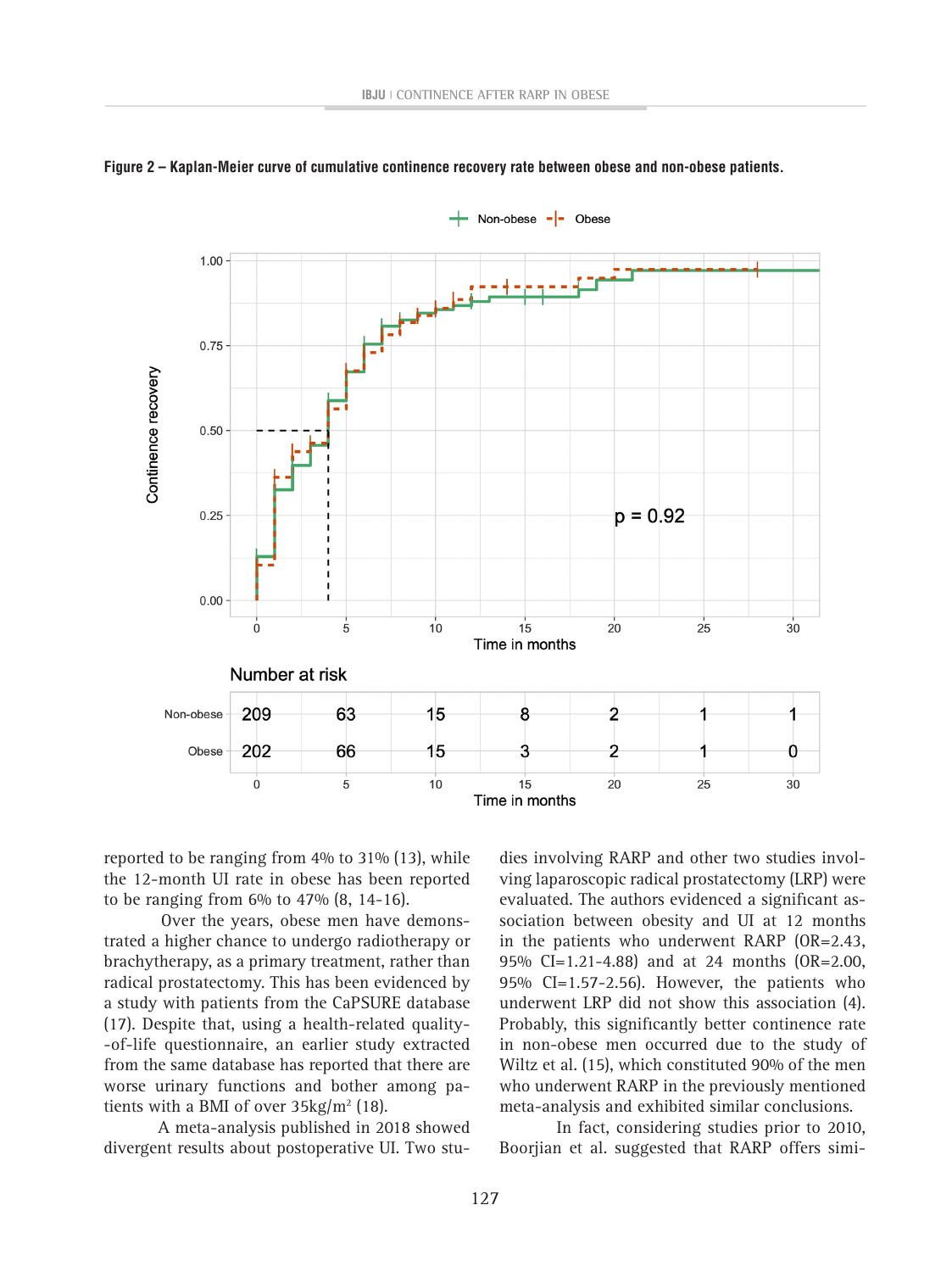**Figure 2 – Kaplan-Meier curve of cumulative continence recovery rate between obese and non-obese patients.**

reported to be ranging from 4% to 31% (13), while the 12-month UI rate in obese has been reported to be ranging from 6% to 47% (8, 14-16).

Over the years, obese men have demonstrated a higher chance to undergo radiotherapy or brachytherapy, as a primary treatment, rather than radical prostatectomy. This has been evidenced by a study with patients from the CaPSURE database (17). Despite that, using a health-related quality-of-life questionnaire, an earlier study extracted from the same database has reported that there are worse urinary functions and bother among patients with a BMI of over 35kg/m² (18).

A meta-analysis published in 2018 showed divergent results about postoperative UI. Two studies involving RARP and other two studies involving laparoscopic radical prostatectomy (LRP) were evaluated. The authors evidenced a significant association between obesity and UI at 12 months in the patients who underwent RARP (OR=2.43, 95% CI=1.21-4.88) and at 24 months (OR=2.00, 95% CI=1.57-2.56). However, the patients who underwent LRP did not show this association (4). Probably, this significantly better continence rate in non-obese men occurred due to the study of Wiltz et al. (15), which constituted 90% of the men who underwent RARP in the previously mentioned meta-analysis and exhibited similar conclusions.

In fact, considering studies prior to 2010, Boorjian et al. suggested that RARP offers simi-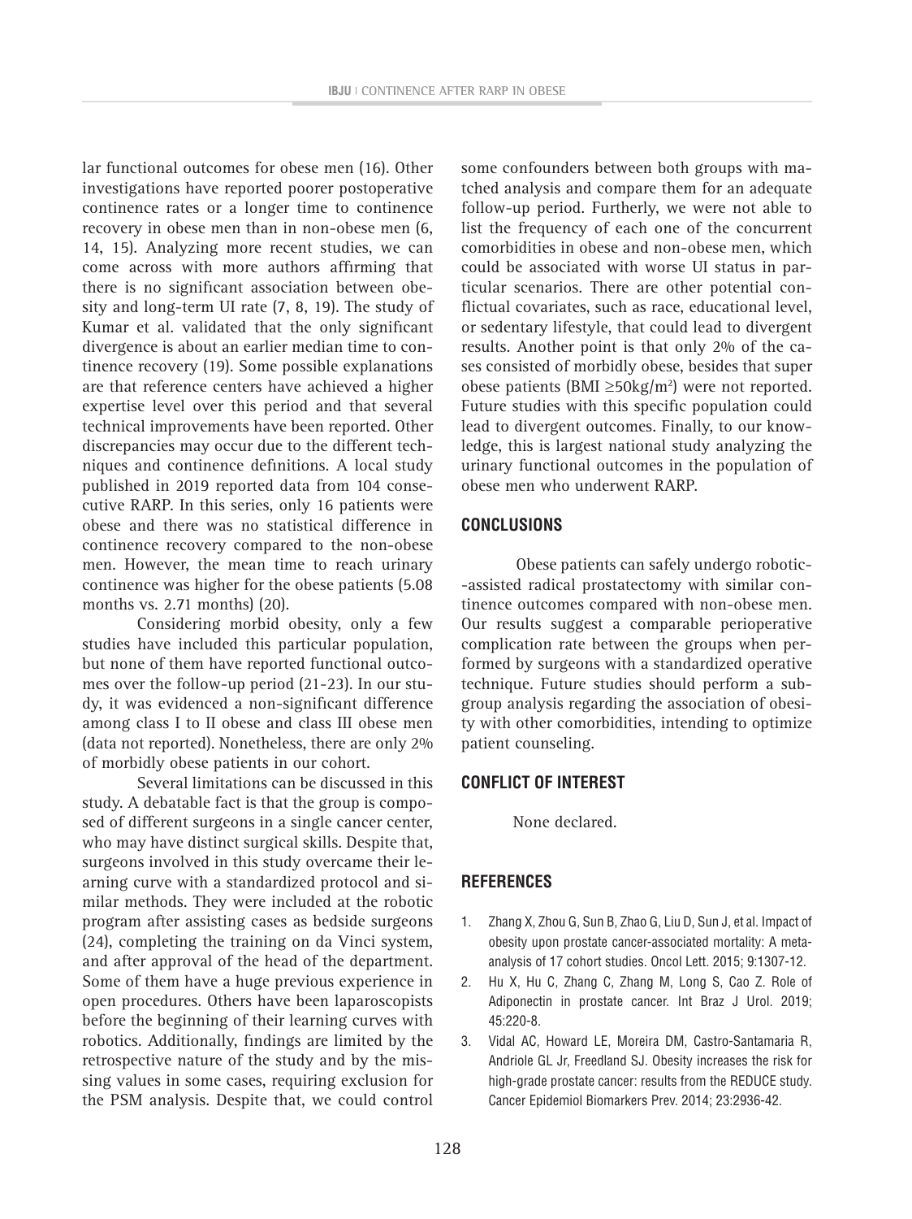lar functional outcomes for obese men (16). Other investigations have reported poorer postoperative continence rates or a longer time to continence recovery in obese men than in non-obese men (6, 14, 15). Analyzing more recent studies, we can come across with more authors affirming that there is no significant association between obesity and long-term UI rate (7, 8, 19). The study of Kumar et al. validated that the only significant divergence is about an earlier median time to continence recovery (19). Some possible explanations are that reference centers have achieved a higher expertise level over this period and that several technical improvements have been reported. Other discrepancies may occur due to the different techniques and continence definitions. A local study published in 2019 reported data from 104 consecutive RARP. In this series, only 16 patients were obese and there was no statistical difference in continence recovery compared to the non-obese men. However, the mean time to reach urinary continence was higher for the obese patients (5.08 months vs. 2.71 months) (20).

Considering morbid obesity, only a few studies have included this particular population, but none of them have reported functional outcomes over the follow-up period (21-23). In our study, it was evidenced a non-significant difference among class I to II obese and class III obese men (data not reported). Nonetheless, there are only 2% of morbidly obese patients in our cohort.

Several limitations can be discussed in this study. A debatable fact is that the group is composed of different surgeons in a single cancer center, who may have distinct surgical skills. Despite that, surgeons involved in this study overcame their learning curve with a standardized protocol and similar methods. They were included at the robotic program after assisting cases as bedside surgeons (24), completing the training on da Vinci system, and after approval of the head of the department. Some of them have a huge previous experience in open procedures. Others have been laparoscopists before the beginning of their learning curves with robotics. Additionally, findings are limited by the retrospective nature of the study and by the missing values in some cases, requiring exclusion for the PSM analysis. Despite that, we could control some confounders between both groups with matched analysis and compare them for an adequate follow-up period. Furtherly, we were not able to list the frequency of each one of the concurrent comorbidities in obese and non-obese men, which could be associated with worse UI status in particular scenarios. There are other potential conflictual covariates, such as race, educational level, or sedentary lifestyle, that could lead to divergent results. Another point is that only 2% of the cases consisted of morbidly obese, besides that super obese patients (BMI $\geq$50kg/m$^2$) were not reported. Future studies with this specific population could lead to divergent outcomes. Finally, to our knowledge, this is largest national study analyzing the urinary functional outcomes in the population of obese men who underwent RARP.

## CONCLUSIONS

Obese patients can safely undergo robotic-assisted radical prostatectomy with similar continence outcomes compared with non-obese men. Our results suggest a comparable perioperative complication rate between the groups when performed by surgeons with a standardized operative technique. Future studies should perform a subgroup analysis regarding the association of obesity with other comorbidities, intending to optimize patient counseling.

## CONFLICT OF INTEREST

None declared.

## REFERENCES

1. Zhang X, Zhou G, Sun B, Zhao G, Liu D, Sun J, et al. Impact of obesity upon prostate cancer-associated mortality: A meta-analysis of 17 cohort studies. Oncol Lett. 2015; 9:1307-12.
2. Hu X, Hu C, Zhang C, Zhang M, Long S, Cao Z. Role of Adiponectin in prostate cancer. Int Braz J Urol. 2019; 45:220-8.
3. Vidal AC, Howard LE, Moreira DM, Castro-Santamaria R, Andriole GL Jr, Freedland SJ. Obesity increases the risk for high-grade prostate cancer: results from the REDUCE study. Cancer Epidemiol Biomarkers Prev. 2014; 23:2936-42.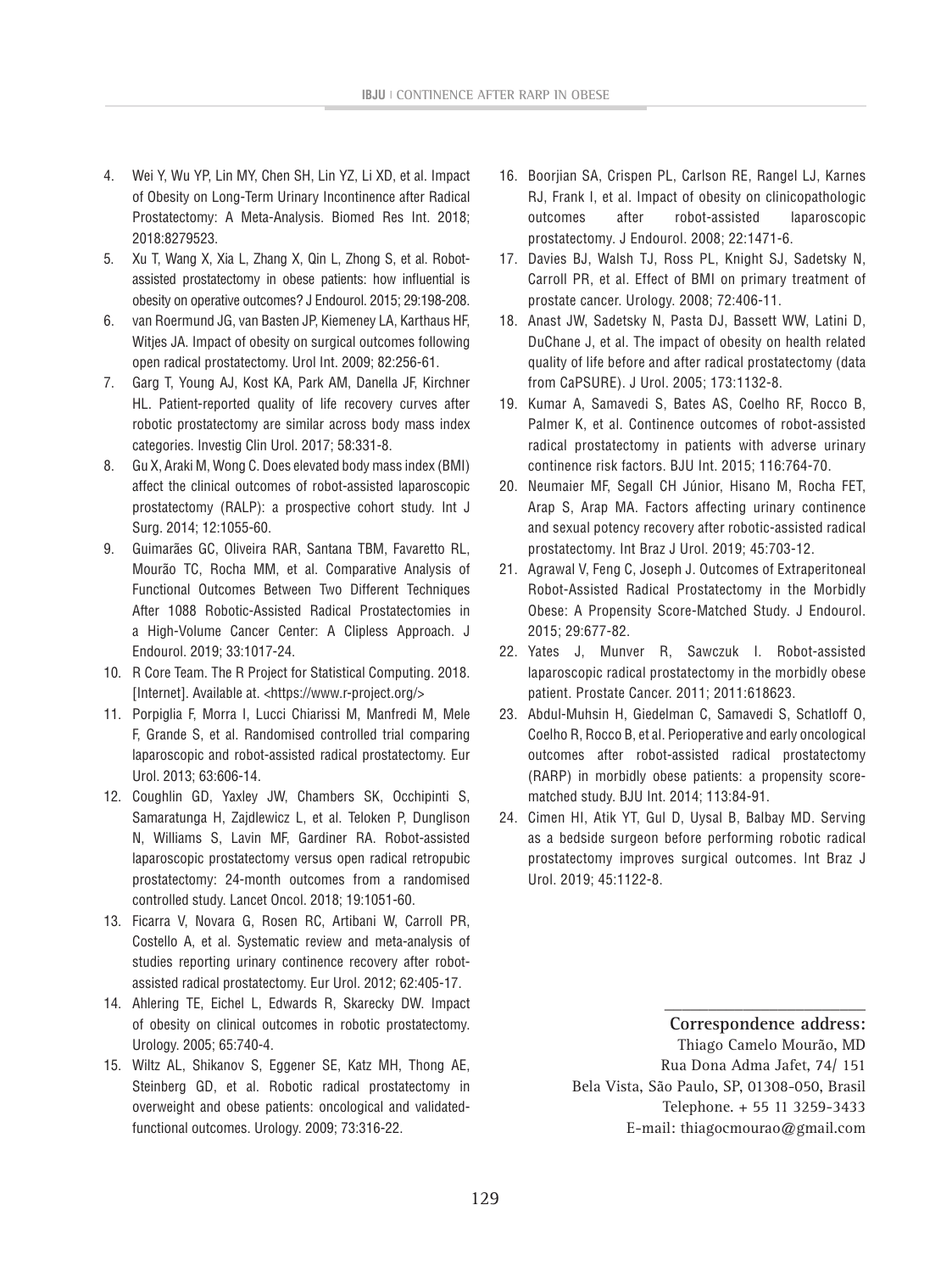4. Wei Y, Wu YP, Lin MY, Chen SH, Lin YZ, Li XD, et al. Impact of Obesity on Long-Term Urinary Incontinence after Radical Prostatectomy: A Meta-Analysis. Biomed Res Int. 2018; 2018:8279523.
5. Xu T, Wang X, Xia L, Zhang X, Qin L, Zhong S, et al. Robot-assisted prostatectomy in obese patients: how influential is obesity on operative outcomes? J Endourol. 2015; 29:198-208.
6. van Roermund JG, van Basten JP, Kiemeney LA, Karthaus HF, Witjes JA. Impact of obesity on surgical outcomes following open radical prostatectomy. Urol Int. 2009; 82:256-61.
7. Garg T, Young AJ, Kost KA, Park AM, Danella JF, Kirchner HL. Patient-reported quality of life recovery curves after robotic prostatectomy are similar across body mass index categories. Investig Clin Urol. 2017; 58:331-8.
8. Gu X, Araki M, Wong C. Does elevated body mass index (BMI) affect the clinical outcomes of robot-assisted laparoscopic prostatectomy (RALP): a prospective cohort study. Int J Surg. 2014; 12:1055-60.
9. Guimarães GC, Oliveira RAR, Santana TBM, Favaretto RL, Mourão TC, Rocha MM, et al. Comparative Analysis of Functional Outcomes Between Two Different Techniques After 1088 Robotic-Assisted Radical Prostatectomies in a High-Volume Cancer Center: A Clipless Approach. J Endourol. 2019; 33:1017-24.
10. R Core Team. The R Project for Statistical Computing. 2018. [Internet]. Available at. <https://www.r-project.org/>
11. Porpiglia F, Morra I, Lucci Chiarissi M, Manfredi M, Mele F, Grande S, et al. Randomised controlled trial comparing laparoscopic and robot-assisted radical prostatectomy. Eur Urol. 2013; 63:606-14.
12. Coughlin GD, Yaxley JW, Chambers SK, Occhipinti S, Samaratunga H, Zajdlewicz L, et al. Teloken P, Dunglison N, Williams S, Lavin MF, Gardiner RA. Robot-assisted laparoscopic prostatectomy versus open radical retropubic prostatectomy: 24-month outcomes from a randomised controlled study. Lancet Oncol. 2018; 19:1051-60.
13. Ficarra V, Novara G, Rosen RC, Artibani W, Carroll PR, Costello A, et al. Systematic review and meta-analysis of studies reporting urinary continence recovery after robot-assisted radical prostatectomy. Eur Urol. 2012; 62:405-17.
14. Ahlering TE, Eichel L, Edwards R, Skarecky DW. Impact of obesity on clinical outcomes in robotic prostatectomy. Urology. 2005; 65:740-4.
15. Wiltz AL, Shikanov S, Eggener SE, Katz MH, Thong AE, Steinberg GD, et al. Robotic radical prostatectomy in overweight and obese patients: oncological and validated-functional outcomes. Urology. 2009; 73:316-22.
16. Boorjian SA, Crispen PL, Carlson RE, Rangel LJ, Karnes RJ, Frank I, et al. Impact of obesity on clinicopathologic outcomes after robot-assisted laparoscopic prostatectomy. J Endourol. 2008; 22:1471-6.
17. Davies BJ, Walsh TJ, Ross PL, Knight SJ, Sadetsky N, Carroll PR, et al. Effect of BMI on primary treatment of prostate cancer. Urology. 2008; 72:406-11.
18. Anast JW, Sadetsky N, Pasta DJ, Bassett WW, Latini D, DuChane J, et al. The impact of obesity on health related quality of life before and after radical prostatectomy (data from CaPSURE). J Urol. 2005; 173:1132-8.
19. Kumar A, Samavedi S, Bates AS, Coelho RF, Rocco B, Palmer K, et al. Continence outcomes of robot-assisted radical prostatectomy in patients with adverse urinary continence risk factors. BJU Int. 2015; 116:764-70.
20. Neumaier MF, Segall CH Júnior, Hisano M, Rocha FET, Arap S, Arap MA. Factors affecting urinary continence and sexual potency recovery after robotic-assisted radical prostatectomy. Int Braz J Urol. 2019; 45:703-12.
21. Agrawal V, Feng C, Joseph J. Outcomes of Extraperitoneal Robot-Assisted Radical Prostatectomy in the Morbidly Obese: A Propensity Score-Matched Study. J Endourol. 2015; 29:677-82.
22. Yates J, Munver R, Sawczuk I. Robot-assisted laparoscopic radical prostatectomy in the morbidly obese patient. Prostate Cancer. 2011; 2011:618623.
23. Abdul-Muhsin H, Giedelman C, Samavedi S, Schatloff O, Coelho R, Rocco B, et al. Perioperative and early oncological outcomes after robot-assisted radical prostatectomy (RARP) in morbidly obese patients: a propensity score-matched study. BJU Int. 2014; 113:84-91.
24. Cimen HI, Atik YT, Gul D, Uysal B, Balbay MD. Serving as a bedside surgeon before performing robotic radical prostatectomy improves surgical outcomes. Int Braz J Urol. 2019; 45:1122-8.

**Correspondence address:**
Thiago Camelo Mourão, MD
Rua Dona Adma Jafet, 74/ 151
Bela Vista, São Paulo, SP, 01308-050, Brasil
Telephone. + 55 11 3259-3433
E-mail: thiagocmourao@gmail.com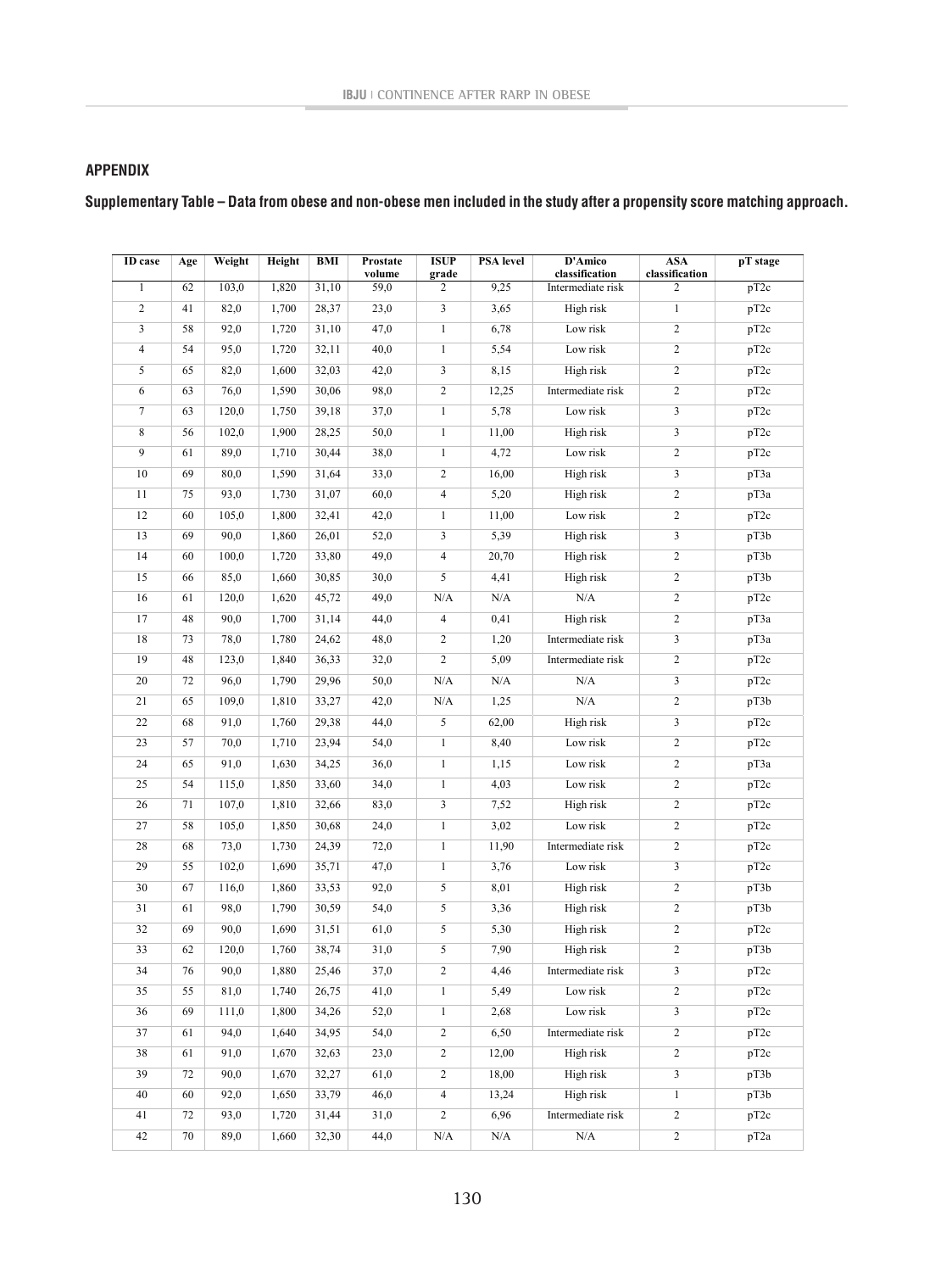## APPENDIX

**Supplementary Table – Data from obese and non-obese men included in the study after a propensity score matching approach.**

| ID case | Age | Weight | Height | BMI | Prostate volume | ISUP grade | PSA level | D'Amico classification | ASA classification | pT stage |
|---|---|---|---|---|---|---|---|---|---|---|
| 1 | 62 | 103,0 | 1,820 | 31,10 | 59,0 | 2 | 9,25 | Intermediate risk | 2 | pT2c |
| 2 | 41 | 82,0 | 1,700 | 28,37 | 23,0 | 3 | 3,65 | High risk | 1 | pT2c |
| 3 | 58 | 92,0 | 1,720 | 31,10 | 47,0 | 1 | 6,78 | Low risk | 2 | pT2c |
| 4 | 54 | 95,0 | 1,720 | 32,11 | 40,0 | 1 | 5,54 | Low risk | 2 | pT2c |
| 5 | 65 | 82,0 | 1,600 | 32,03 | 42,0 | 3 | 8,15 | High risk | 2 | pT2c |
| 6 | 63 | 76,0 | 1,590 | 30,06 | 98,0 | 2 | 12,25 | Intermediate risk | 2 | pT2c |
| 7 | 63 | 120,0 | 1,750 | 39,18 | 37,0 | 1 | 5,78 | Low risk | 3 | pT2c |
| 8 | 56 | 102,0 | 1,900 | 28,25 | 50,0 | 1 | 11,00 | High risk | 3 | pT2c |
| 9 | 61 | 89,0 | 1,710 | 30,44 | 38,0 | 1 | 4,72 | Low risk | 2 | pT2c |
| 10 | 69 | 80,0 | 1,590 | 31,64 | 33,0 | 2 | 16,00 | High risk | 3 | pT3a |
| 11 | 75 | 93,0 | 1,730 | 31,07 | 60,0 | 4 | 5,20 | High risk | 2 | pT3a |
| 12 | 60 | 105,0 | 1,800 | 32,41 | 42,0 | 1 | 11,00 | Low risk | 2 | pT2c |
| 13 | 69 | 90,0 | 1,860 | 26,01 | 52,0 | 3 | 5,39 | High risk | 3 | pT3b |
| 14 | 60 | 100,0 | 1,720 | 33,80 | 49,0 | 4 | 20,70 | High risk | 2 | pT3b |
| 15 | 66 | 85,0 | 1,660 | 30,85 | 30,0 | 5 | 4,41 | High risk | 2 | pT3b |
| 16 | 61 | 120,0 | 1,620 | 45,72 | 49,0 | N/A | N/A | N/A | 2 | pT2c |
| 17 | 48 | 90,0 | 1,700 | 31,14 | 44,0 | 4 | 0,41 | High risk | 2 | pT3a |
| 18 | 73 | 78,0 | 1,780 | 24,62 | 48,0 | 2 | 1,20 | Intermediate risk | 3 | pT3a |
| 19 | 48 | 123,0 | 1,840 | 36,33 | 32,0 | 2 | 5,09 | Intermediate risk | 2 | pT2c |
| 20 | 72 | 96,0 | 1,790 | 29,96 | 50,0 | N/A | N/A | N/A | 3 | pT2c |
| 21 | 65 | 109,0 | 1,810 | 33,27 | 42,0 | N/A | 1,25 | N/A | 2 | pT3b |
| 22 | 68 | 91,0 | 1,760 | 29,38 | 44,0 | 5 | 62,00 | High risk | 3 | pT2c |
| 23 | 57 | 70,0 | 1,710 | 23,94 | 54,0 | 1 | 8,40 | Low risk | 2 | pT2c |
| 24 | 65 | 91,0 | 1,630 | 34,25 | 36,0 | 1 | 1,15 | Low risk | 2 | pT3a |
| 25 | 54 | 115,0 | 1,850 | 33,60 | 34,0 | 1 | 4,03 | Low risk | 2 | pT2c |
| 26 | 71 | 107,0 | 1,810 | 32,66 | 83,0 | 3 | 7,52 | High risk | 2 | pT2c |
| 27 | 58 | 105,0 | 1,850 | 30,68 | 24,0 | 1 | 3,02 | Low risk | 2 | pT2c |
| 28 | 68 | 73,0 | 1,730 | 24,39 | 72,0 | 1 | 11,90 | Intermediate risk | 2 | pT2c |
| 29 | 55 | 102,0 | 1,690 | 35,71 | 47,0 | 1 | 3,76 | Low risk | 3 | pT2c |
| 30 | 67 | 116,0 | 1,860 | 33,53 | 92,0 | 5 | 8,01 | High risk | 2 | pT3b |
| 31 | 61 | 98,0 | 1,790 | 30,59 | 54,0 | 5 | 3,36 | High risk | 2 | pT3b |
| 32 | 69 | 90,0 | 1,690 | 31,51 | 61,0 | 5 | 5,30 | High risk | 2 | pT2c |
| 33 | 62 | 120,0 | 1,760 | 38,74 | 31,0 | 5 | 7,90 | High risk | 2 | pT3b |
| 34 | 76 | 90,0 | 1,880 | 25,46 | 37,0 | 2 | 4,46 | Intermediate risk | 3 | pT2c |
| 35 | 55 | 81,0 | 1,740 | 26,75 | 41,0 | 1 | 5,49 | Low risk | 2 | pT2c |
| 36 | 69 | 111,0 | 1,800 | 34,26 | 52,0 | 1 | 2,68 | Low risk | 3 | pT2c |
| 37 | 61 | 94,0 | 1,640 | 34,95 | 54,0 | 2 | 6,50 | Intermediate risk | 2 | pT2c |
| 38 | 61 | 91,0 | 1,670 | 32,63 | 23,0 | 2 | 12,00 | High risk | 2 | pT2c |
| 39 | 72 | 90,0 | 1,670 | 32,27 | 61,0 | 2 | 18,00 | High risk | 3 | pT3b |
| 40 | 60 | 92,0 | 1,650 | 33,79 | 46,0 | 4 | 13,24 | High risk | 1 | pT3b |
| 41 | 72 | 93,0 | 1,720 | 31,44 | 31,0 | 2 | 6,96 | Intermediate risk | 2 | pT2c |
| 42 | 70 | 89,0 | 1,660 | 32,30 | 44,0 | N/A | N/A | N/A | 2 | pT2a |